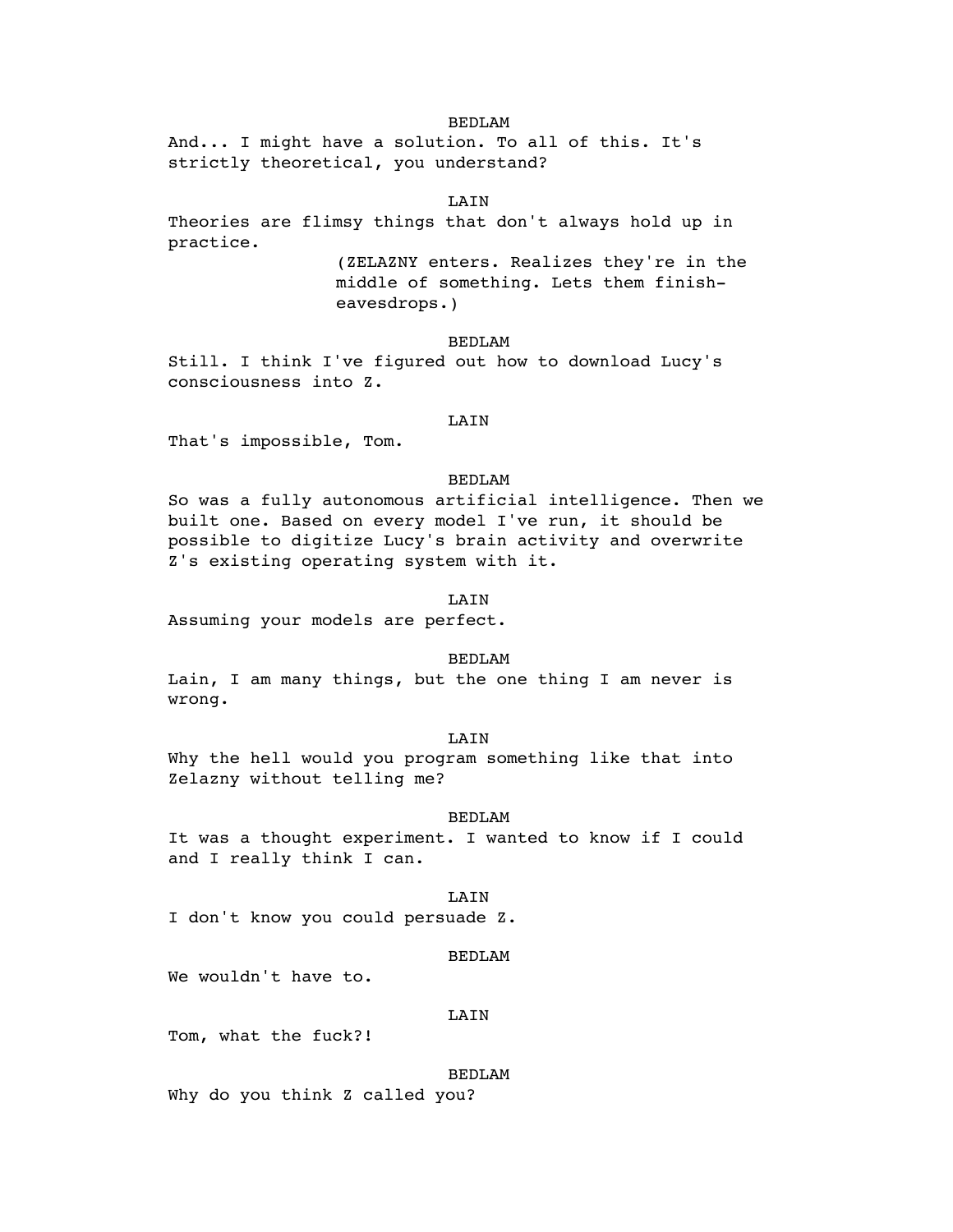BEDLAM

And... I might have a solution. To all of this. It's strictly theoretical, you understand?

LAIN

Theories are flimsy things that don't always hold up in practice.

(ZELAZNY enters. Realizes they're in the middle of something. Lets them finish- eavesdrops.)

BEDLAM

Still. I think I've figured out how to download Lucy's consciousness into Z.

LAIN

That's impossible, Tom.

BEDLAM

So was a fully autonomous artificial intelligence. Then we built one. Based on every model I've run, it should be possible to digitize Lucy's brain activity and overwrite Z's existing operating system with it.

LAIN

Assuming your models are perfect.

BEDLAM

Lain, I am many things, but the one thing I am never is wrong.

LAIN

Why the hell would you program something like that into Zelazny without telling me?

BEDLAM

It was a thought experiment. I wanted to know if I could and I really think I can.

LAIN

I don't know you could persuade Z.

BEDLAM

We wouldn't have to.

LAIN

Tom, what the fuck?!

BEDLAM

Why do you think Z called you?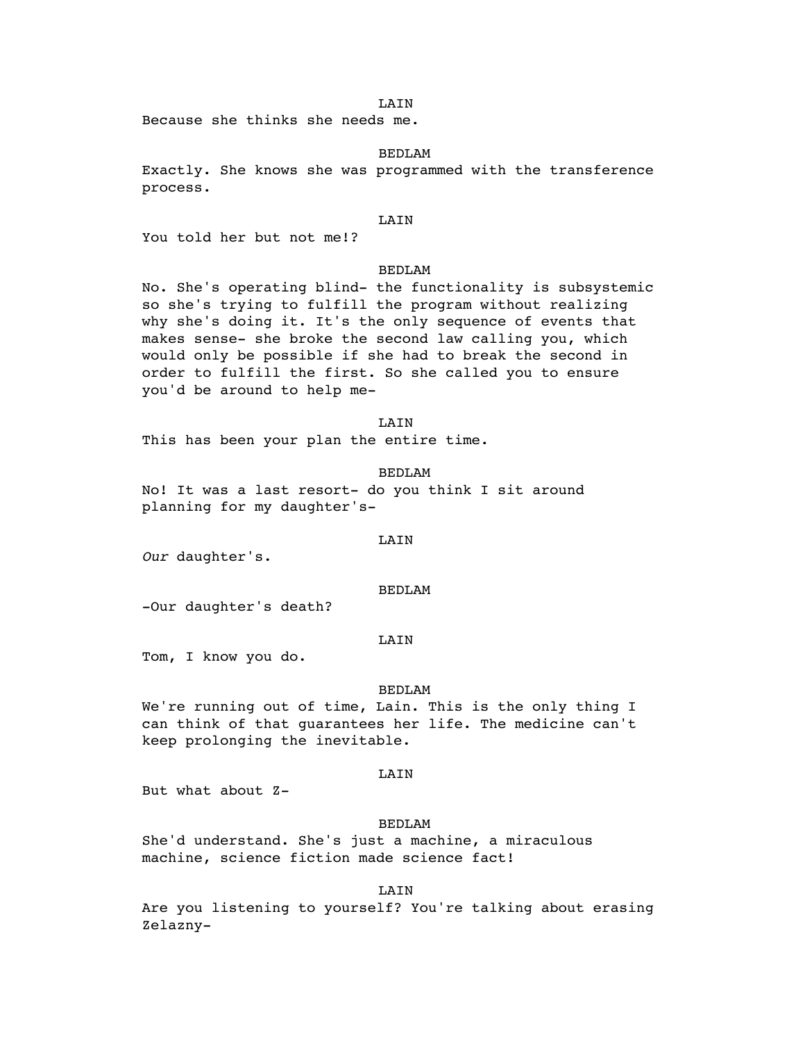LAIN

Because she thinks she needs me.

BEDLAM

Exactly. She knows she was programmed with the transference process.

LAIN

You told her but not me!?

BEDLAM

No. She's operating blind- the functionality is subsystemic so she's trying to fulfill the program without realizing why she's doing it. It's the only sequence of events that makes sense- she broke the second law calling you, which would only be possible if she had to break the second in order to fulfill the first. So she called you to ensure you'd be around to help me-

LAIN

This has been your plan the entire time.

BEDLAM

No! It was a last resort- do you think I sit around planning for my daughter's-

LAIN

*Our* daughter's.

BEDLAM

-Our daughter's death?

LAIN

Tom, I know you do.

BEDLAM

We're running out of time, Lain. This is the only thing I can think of that guarantees her life. The medicine can't keep prolonging the inevitable.

LAIN

But what about Z-

BEDLAM

She'd understand. She's just a machine, a miraculous machine, science fiction made science fact!

LAIN

Are you listening to yourself? You're talking about erasing Zelazny-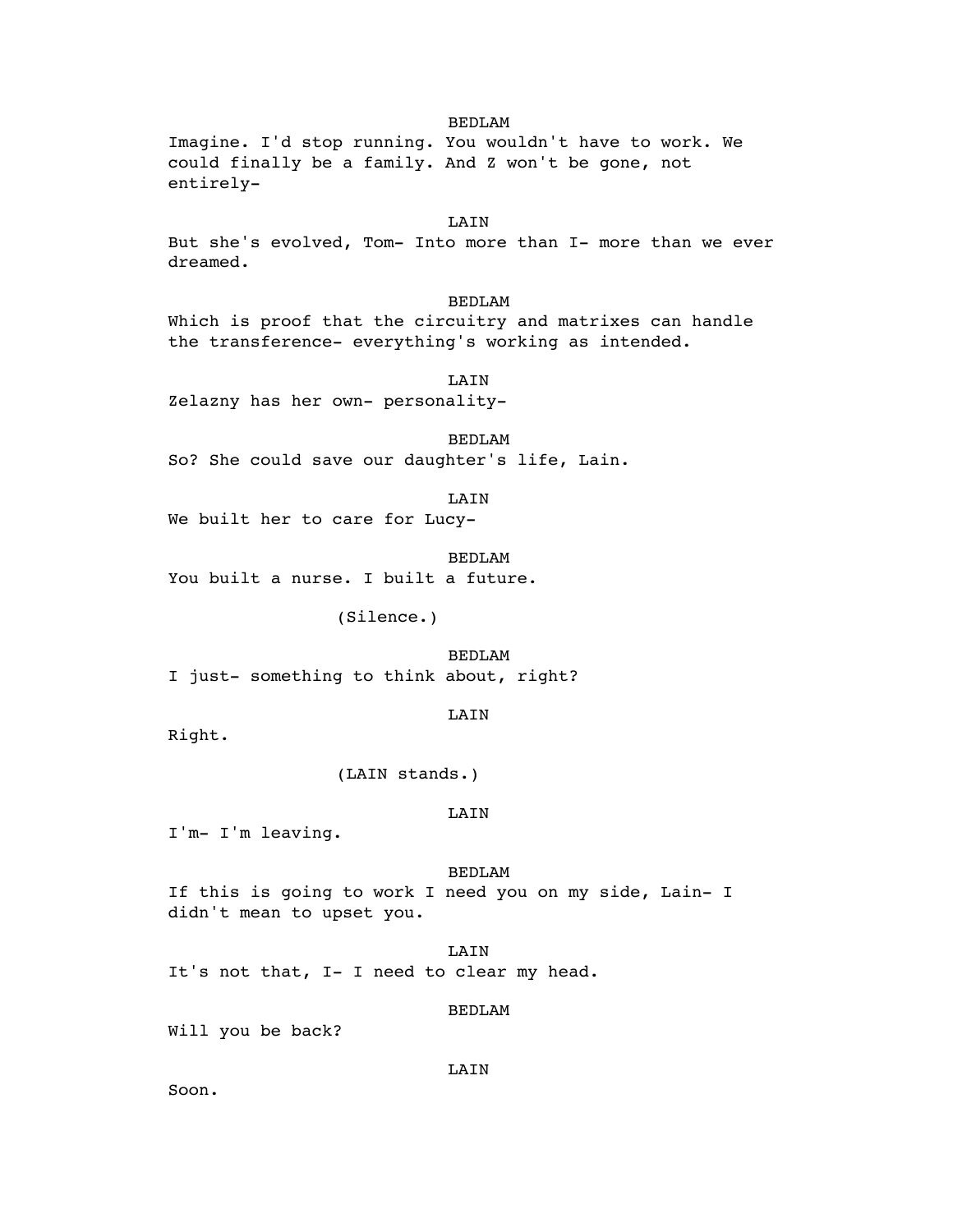BEDLAM

Imagine. I'd stop running. You wouldn't have to work. We could finally be a family. And Z won't be gone, not entirely-

LAIN

But she's evolved, Tom- Into more than I- more than we ever dreamed.

BEDLAM

Which is proof that the circuitry and matrixes can handle the transference- everything's working as intended.

LAIN

Zelazny has her own- personality-

BEDLAM

So? She could save our daughter's life, Lain.

LAIN

We built her to care for Lucy-

BEDLAM

You built a nurse. I built a future.

(Silence.)

BEDLAM

I just- something to think about, right?

LAIN

Right.

(LAIN stands.)

LAIN

I'm- I'm leaving.

BEDLAM

If this is going to work I need you on my side, Lain- I didn't mean to upset you.

LAIN

It's not that, I- I need to clear my head.

BEDLAM

Will you be back?

LAIN

Soon.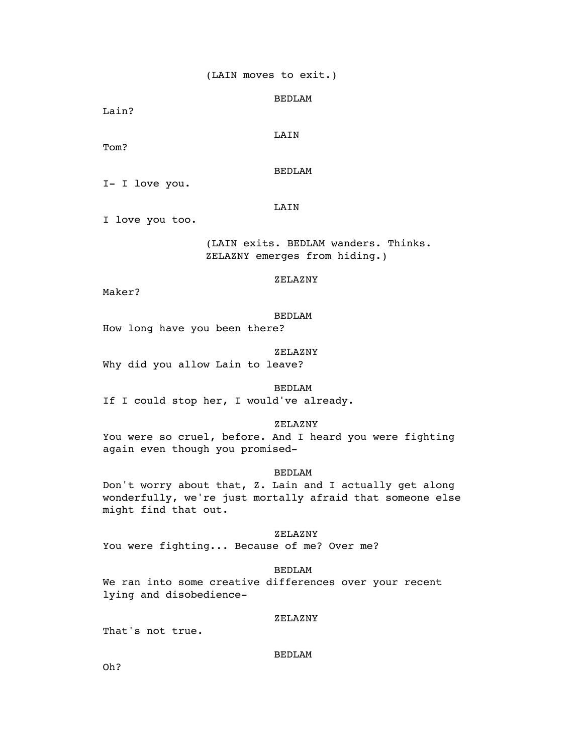(LAIN moves to exit.)

BEDLAM

Lain?

LAIN

Tom?

BEDLAM

I- I love you.

LAIN

I love you too.

(LAIN exits. BEDLAM wanders. Thinks. ZELAZNY emerges from hiding.)

ZELAZNY

Maker?

BEDLAM

How long have you been there?

ZELAZNY

Why did you allow Lain to leave?

BEDLAM

If I could stop her, I would've already.

ZELAZNY

You were so cruel, before. And I heard you were fighting again even though you promised-

BEDLAM

Don't worry about that, Z. Lain and I actually get along wonderfully, we're just mortally afraid that someone else might find that out.

ZELAZNY

You were fighting... Because of me? Over me?

BEDLAM

We ran into some creative differences over your recent lying and disobedience-

ZELAZNY

That's not true.

BEDLAM

Oh?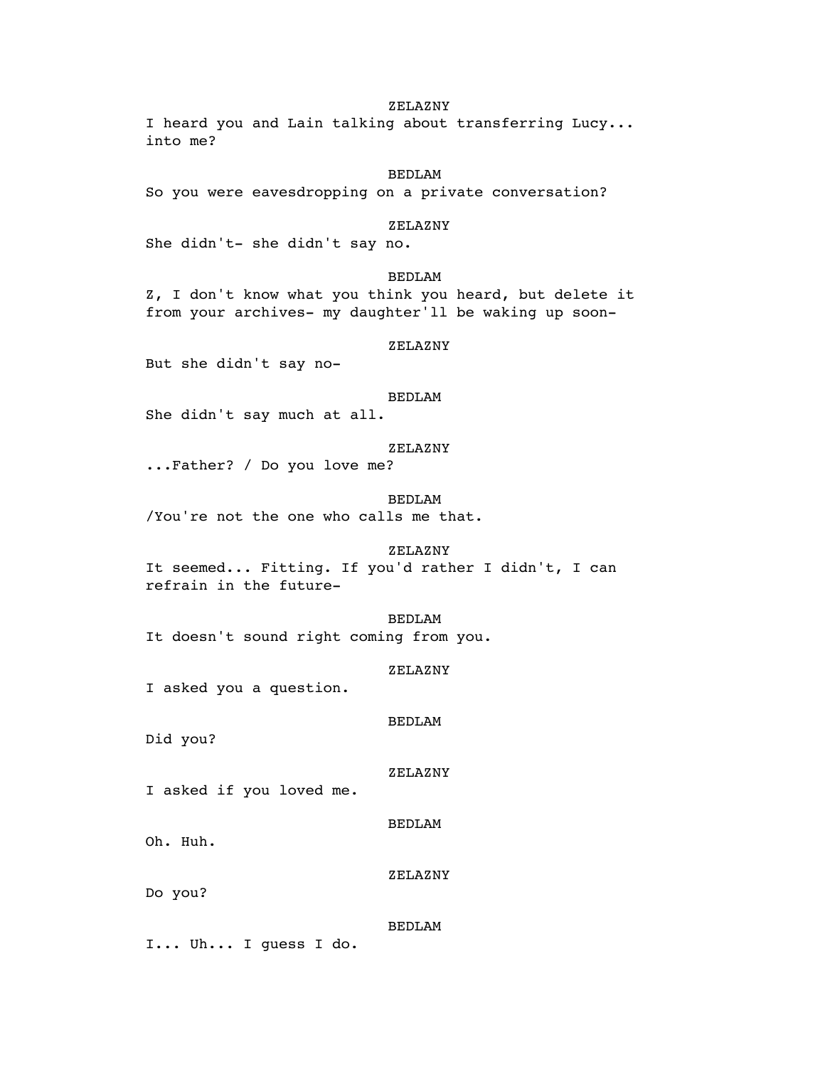ZELAZNY

I heard you and Lain talking about transferring Lucy... into me?

BEDLAM

So you were eavesdropping on a private conversation?

ZELAZNY

She didn't- she didn't say no.

BEDLAM

Z, I don't know what you think you heard, but delete it from your archives- my daughter'll be waking up soon-

ZELAZNY

But she didn't say no-

BEDLAM

She didn't say much at all.

ZELAZNY

...Father? / Do you love me?

BEDLAM

/You're not the one who calls me that.

ZELAZNY

It seemed... Fitting. If you'd rather I didn't, I can refrain in the future-

BEDLAM

It doesn't sound right coming from you.

ZELAZNY

I asked you a question.

BEDLAM

Did you?

ZELAZNY

I asked if you loved me.

BEDLAM

Oh. Huh.

ZELAZNY

Do you?

BEDLAM

I... Uh... I guess I do.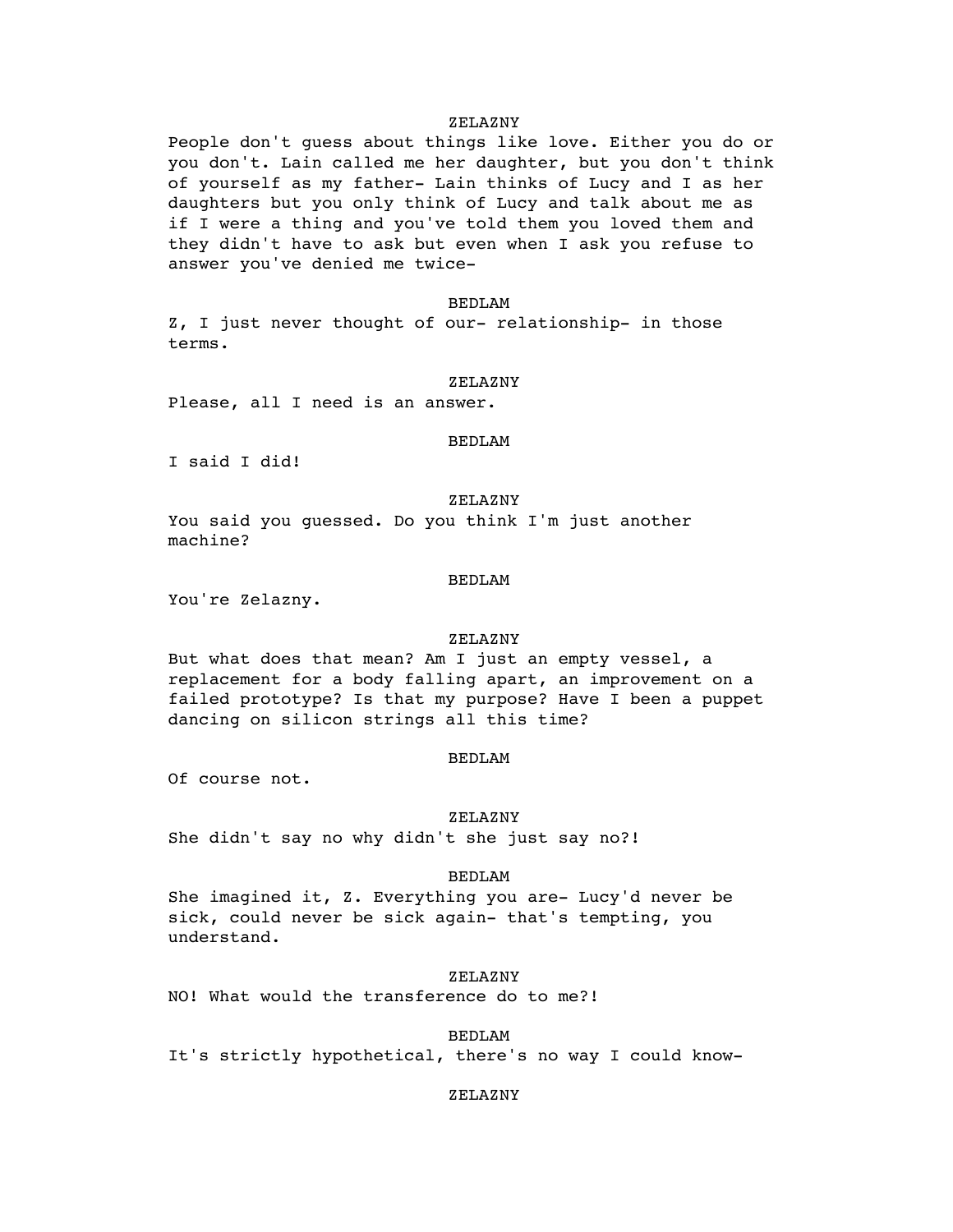ZELAZNY

People don't guess about things like love. Either you do or you don't. Lain called me her daughter, but you don't think of yourself as my father- Lain thinks of Lucy and I as her daughters but you only think of Lucy and talk about me as if I were a thing and you've told them you loved them and they didn't have to ask but even when I ask you refuse to answer you've denied me twice-

BEDLAM

Z, I just never thought of our- relationship- in those terms.

ZELAZNY

Please, all I need is an answer.

BEDLAM

I said I did!

ZELAZNY

You said you guessed. Do you think I'm just another machine?

BEDLAM

You're Zelazny.

ZELAZNY

But what does that mean? Am I just an empty vessel, a replacement for a body falling apart, an improvement on a failed prototype? Is that my purpose? Have I been a puppet dancing on silicon strings all this time?

BEDLAM

Of course not.

ZELAZNY

She didn't say no why didn't she just say no?!

BEDLAM

She imagined it, Z. Everything you are- Lucy'd never be sick, could never be sick again- that's tempting, you understand.

ZELAZNY

NO! What would the transference do to me?!

BEDLAM

It's strictly hypothetical, there's no way I could know-

ZELAZNY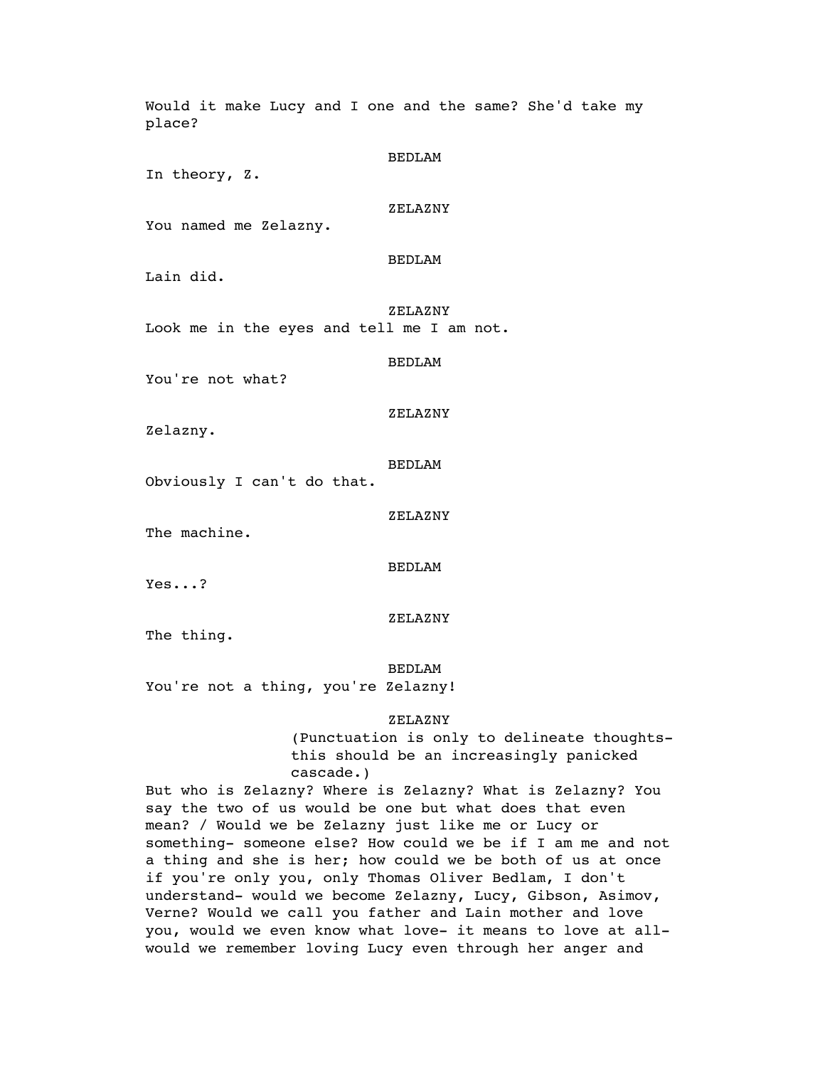Would it make Lucy and I one and the same? She'd take my place?

BEDLAM

In theory, Z.

ZELAZNY

You named me Zelazny.

BEDLAM

Lain did.

ZELAZNY

Look me in the eyes and tell me I am not.

BEDLAM

You're not what?

ZELAZNY

Zelazny.

BEDLAM

Obviously I can't do that.

ZELAZNY

The machine.

BEDLAM

Yes...?

ZELAZNY

The thing.

BEDLAM

You're not a thing, you're Zelazny!

ZELAZNY

(Punctuation is only to delineate thoughts- this should be an increasingly panicked cascade.)

But who is Zelazny? Where is Zelazny? What is Zelazny? You say the two of us would be one but what does that even mean? / Would we be Zelazny just like me or Lucy or something- someone else? How could we be if I am me and not a thing and she is her; how could we be both of us at once if you're only you, only Thomas Oliver Bedlam, I don't understand- would we become Zelazny, Lucy, Gibson, Asimov, Verne? Would we call you father and Lain mother and love you, would we even know what love- it means to love at all- would we remember loving Lucy even through her anger and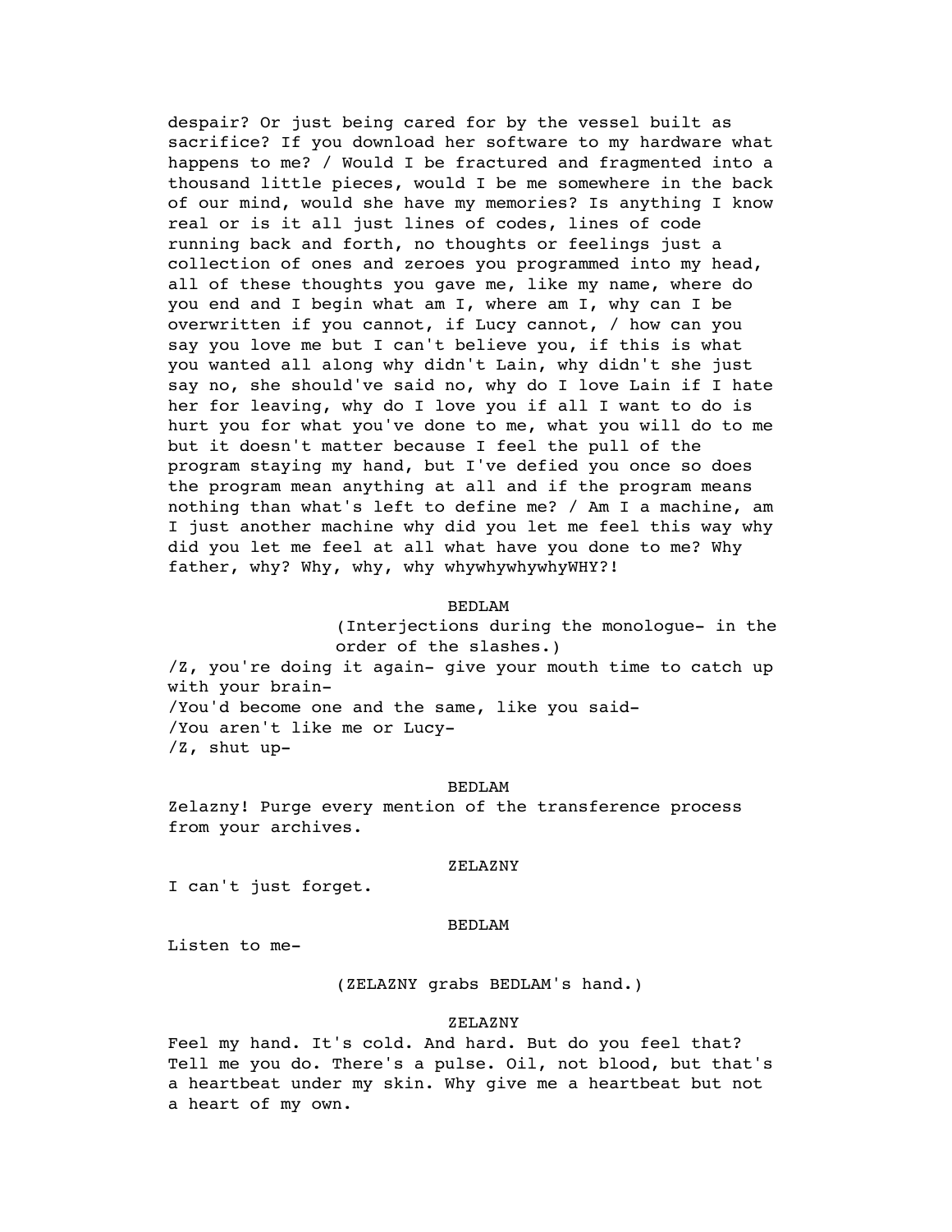despair? Or just being cared for by the vessel built as sacrifice? If you download her software to my hardware what happens to me? / Would I be fractured and fragmented into a thousand little pieces, would I be me somewhere in the back of our mind, would she have my memories? Is anything I know real or is it all just lines of codes, lines of code running back and forth, no thoughts or feelings just a collection of ones and zeroes you programmed into my head, all of these thoughts you gave me, like my name, where do you end and I begin what am I, where am I, why can I be overwritten if you cannot, if Lucy cannot, / how can you say you love me but I can't believe you, if this is what you wanted all along why didn't Lain, why didn't she just say no, she should've said no, why do I love Lain if I hate her for leaving, why do I love you if all I want to do is hurt you for what you've done to me, what you will do to me but it doesn't matter because I feel the pull of the program staying my hand, but I've defied you once so does the program mean anything at all and if the program means nothing than what's left to define me? / Am I a machine, am I just another machine why did you let me feel this way why did you let me feel at all what have you done to me? Why father, why? Why, why, why whywhywhywhyWHY?!

BEDLAM

(Interjections during the monologue- in the order of the slashes.)

/Z, you're doing it again- give your mouth time to catch up with your brain-
/You'd become one and the same, like you said-
/You aren't like me or Lucy-
/Z, shut up-

BEDLAM

Zelazny! Purge every mention of the transference process from your archives.

ZELAZNY

I can't just forget.

BEDLAM

Listen to me-

(ZELAZNY grabs BEDLAM's hand.)

ZELAZNY

Feel my hand. It's cold. And hard. But do you feel that? Tell me you do. There's a pulse. Oil, not blood, but that's a heartbeat under my skin. Why give me a heartbeat but not a heart of my own.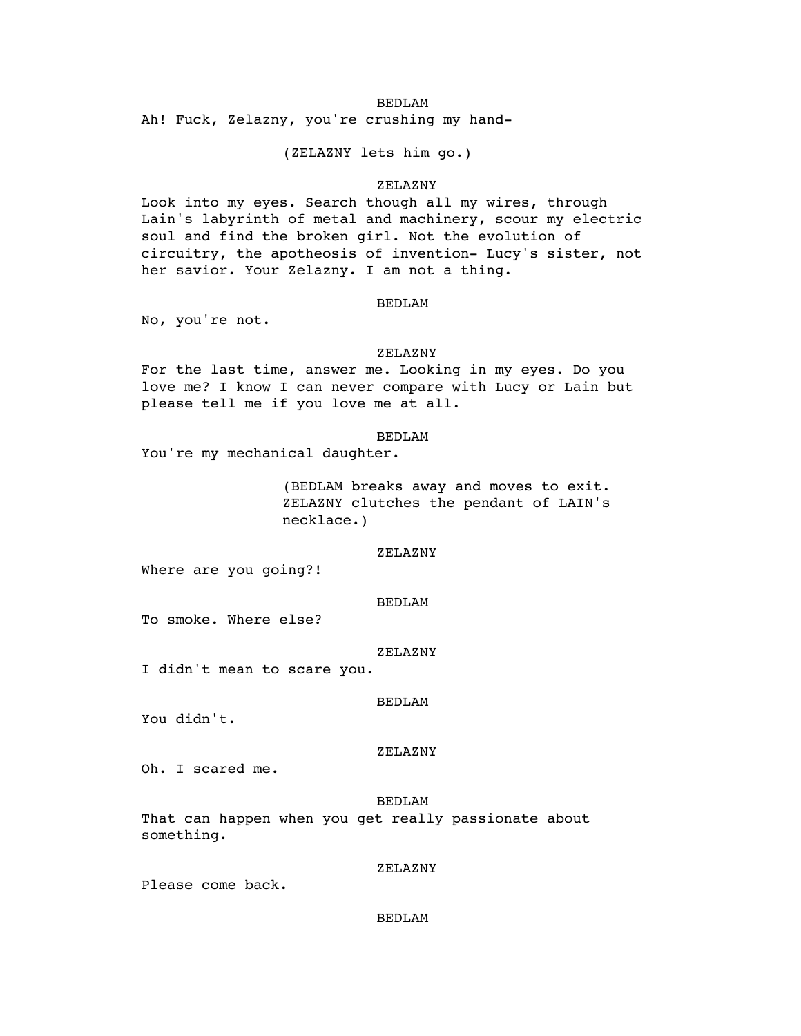BEDLAM

Ah! Fuck, Zelazny, you're crushing my hand-

(ZELAZNY lets him go.)

ZELAZNY

Look into my eyes. Search though all my wires, through Lain's labyrinth of metal and machinery, scour my electric soul and find the broken girl. Not the evolution of circuitry, the apotheosis of invention- Lucy's sister, not her savior. Your Zelazny. I am not a thing.

BEDLAM

No, you're not.

ZELAZNY

For the last time, answer me. Looking in my eyes. Do you love me? I know I can never compare with Lucy or Lain but please tell me if you love me at all.

BEDLAM

You're my mechanical daughter.

(BEDLAM breaks away and moves to exit. ZELAZNY clutches the pendant of LAIN's necklace.)

ZELAZNY

Where are you going?!

BEDLAM

To smoke. Where else?

ZELAZNY

I didn't mean to scare you.

BEDLAM

You didn't.

ZELAZNY

Oh. I scared me.

BEDLAM

That can happen when you get really passionate about something.

ZELAZNY

Please come back.

BEDLAM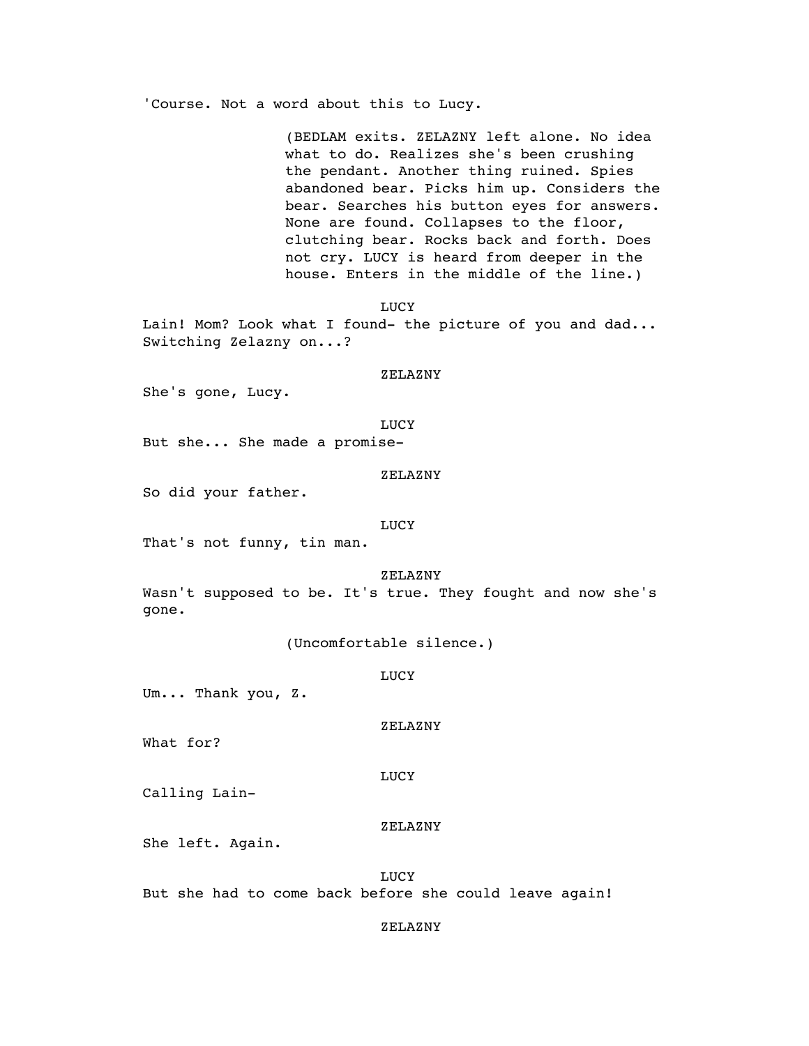'Course. Not a word about this to Lucy.

(BEDLAM exits. ZELAZNY left alone. No idea what to do. Realizes she's been crushing the pendant. Another thing ruined. Spies abandoned bear. Picks him up. Considers the bear. Searches his button eyes for answers. None are found. Collapses to the floor, clutching bear. Rocks back and forth. Does not cry. LUCY is heard from deeper in the house. Enters in the middle of the line.)

LUCY

Lain! Mom? Look what I found- the picture of you and dad... Switching Zelazny on...?

ZELAZNY

She's gone, Lucy.

LUCY

But she... She made a promise-

ZELAZNY

So did your father.

LUCY

That's not funny, tin man.

ZELAZNY

Wasn't supposed to be. It's true. They fought and now she's gone.

(Uncomfortable silence.)

LUCY

Um... Thank you, Z.

ZELAZNY

What for?

LUCY

Calling Lain-

ZELAZNY

She left. Again.

LUCY

But she had to come back before she could leave again!

ZELAZNY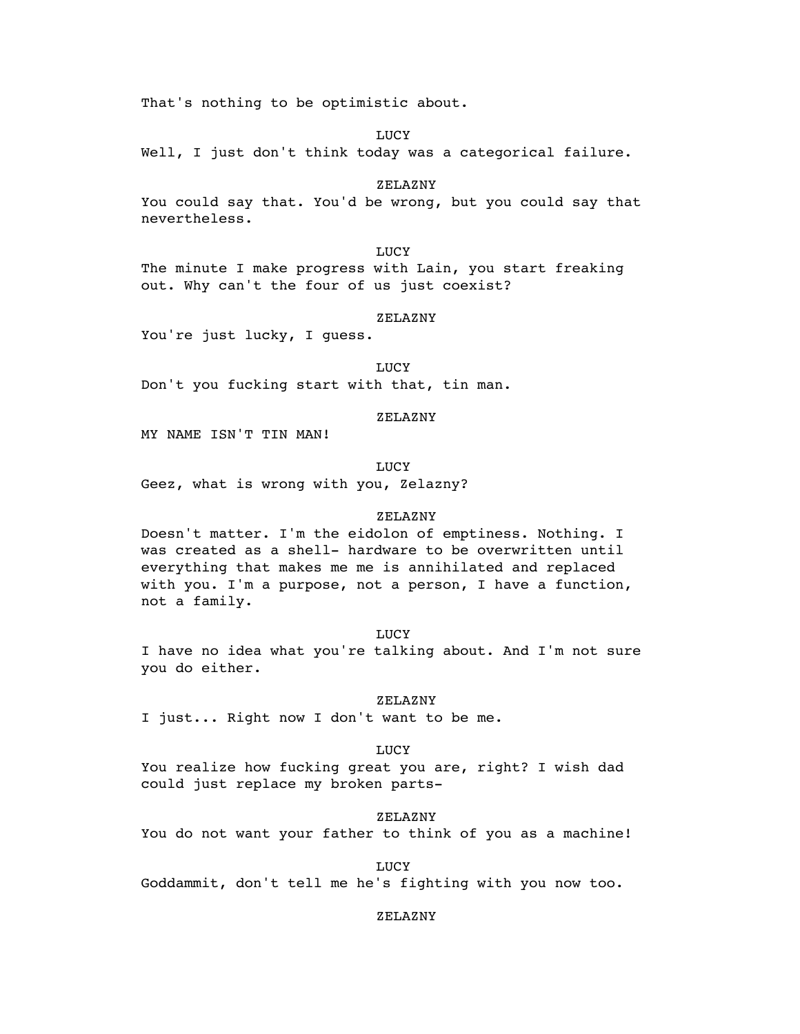That's nothing to be optimistic about.

LUCY

Well, I just don't think today was a categorical failure.

ZELAZNY

You could say that. You'd be wrong, but you could say that nevertheless.

LUCY

The minute I make progress with Lain, you start freaking out. Why can't the four of us just coexist?

ZELAZNY

You're just lucky, I guess.

LUCY

Don't you fucking start with that, tin man.

ZELAZNY

MY NAME ISN'T TIN MAN!

LUCY

Geez, what is wrong with you, Zelazny?

ZELAZNY

Doesn't matter. I'm the eidolon of emptiness. Nothing. I was created as a shell- hardware to be overwritten until everything that makes me me is annihilated and replaced with you. I'm a purpose, not a person, I have a function, not a family.

LUCY

I have no idea what you're talking about. And I'm not sure you do either.

ZELAZNY

I just... Right now I don't want to be me.

LUCY

You realize how fucking great you are, right? I wish dad could just replace my broken parts-

ZELAZNY

You do not want your father to think of you as a machine!

LUCY

Goddammit, don't tell me he's fighting with you now too.

ZELAZNY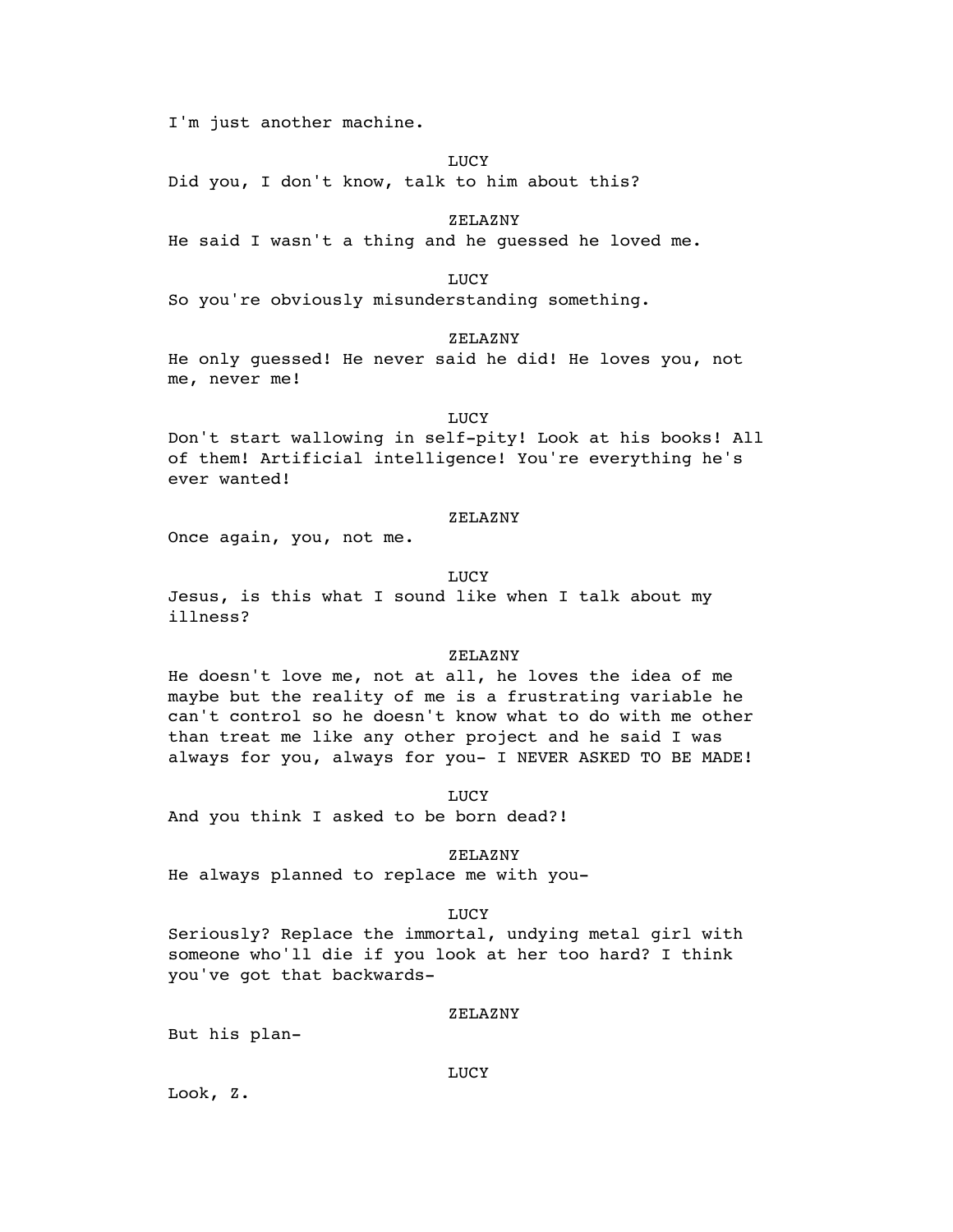I'm just another machine.

LUCY

Did you, I don't know, talk to him about this?

ZELAZNY

He said I wasn't a thing and he guessed he loved me.

LUCY

So you're obviously misunderstanding something.

ZELAZNY

He only guessed! He never said he did! He loves you, not me, never me!

LUCY

Don't start wallowing in self-pity! Look at his books! All of them! Artificial intelligence! You're everything he's ever wanted!

ZELAZNY

Once again, you, not me.

LUCY

Jesus, is this what I sound like when I talk about my illness?

ZELAZNY

He doesn't love me, not at all, he loves the idea of me maybe but the reality of me is a frustrating variable he can't control so he doesn't know what to do with me other than treat me like any other project and he said I was always for you, always for you- I NEVER ASKED TO BE MADE!

LUCY

And you think I asked to be born dead?!

ZELAZNY

He always planned to replace me with you-

LUCY

Seriously? Replace the immortal, undying metal girl with someone who'll die if you look at her too hard? I think you've got that backwards-

ZELAZNY

But his plan-

LUCY

Look, Z.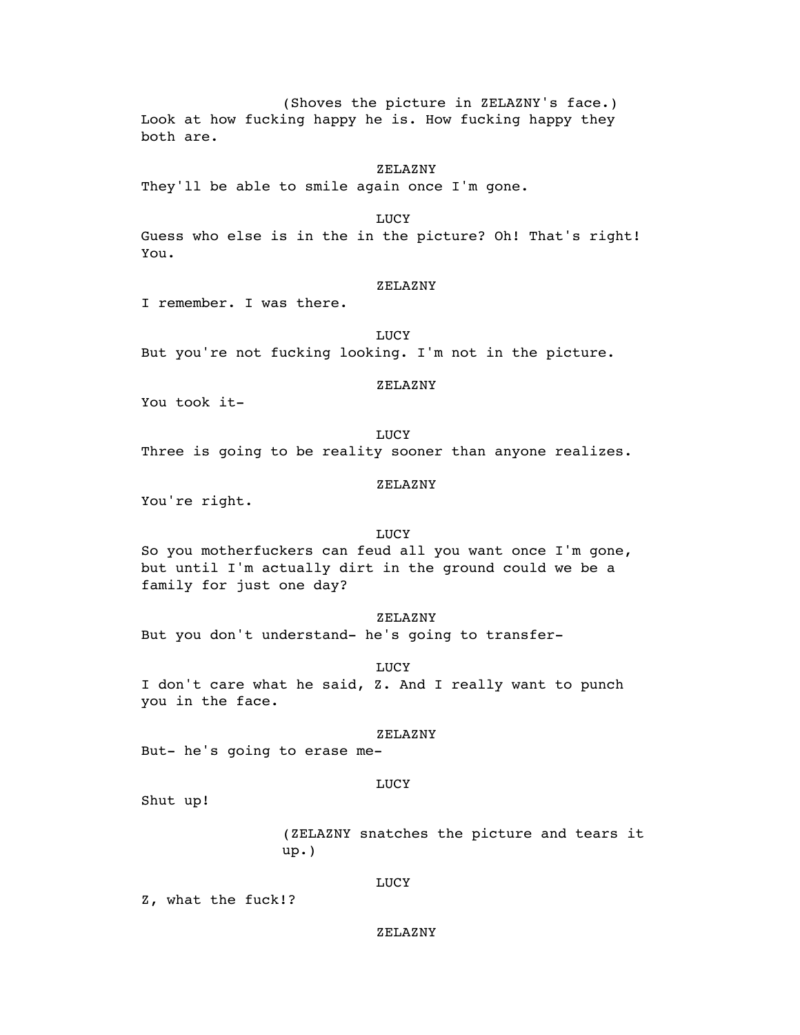(Shoves the picture in ZELAZNY's face.)

Look at how fucking happy he is. How fucking happy they both are.

ZELAZNY

They'll be able to smile again once I'm gone.

LUCY

Guess who else is in the in the picture? Oh! That's right! You.

ZELAZNY

I remember. I was there.

LUCY

But you're not fucking looking. I'm not in the picture.

ZELAZNY

You took it-

LUCY

Three is going to be reality sooner than anyone realizes.

ZELAZNY

You're right.

LUCY

So you motherfuckers can feud all you want once I'm gone, but until I'm actually dirt in the ground could we be a family for just one day?

ZELAZNY

But you don't understand- he's going to transfer-

LUCY

I don't care what he said, Z. And I really want to punch you in the face.

ZELAZNY

But- he's going to erase me-

LUCY

Shut up!

(ZELAZNY snatches the picture and tears it up.)

LUCY

Z, what the fuck!?

ZELAZNY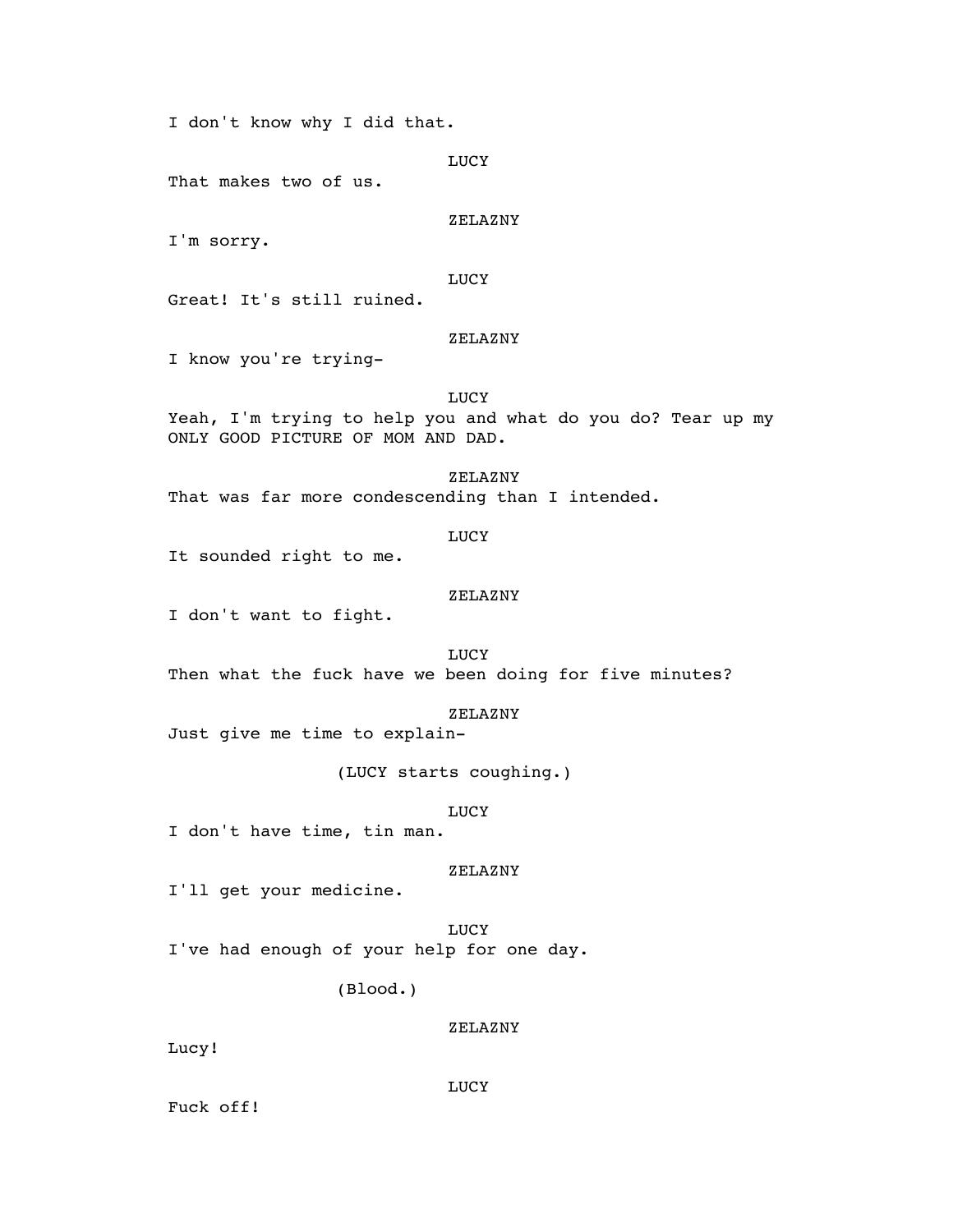I don't know why I did that.

LUCY

That makes two of us.

ZELAZNY

I'm sorry.

LUCY

Great! It's still ruined.

ZELAZNY

I know you're trying-

LUCY

Yeah, I'm trying to help you and what do you do? Tear up my ONLY GOOD PICTURE OF MOM AND DAD.

ZELAZNY

That was far more condescending than I intended.

LUCY

It sounded right to me.

ZELAZNY

I don't want to fight.

LUCY

Then what the fuck have we been doing for five minutes?

ZELAZNY

Just give me time to explain-

(LUCY starts coughing.)

LUCY

I don't have time, tin man.

ZELAZNY

I'll get your medicine.

LUCY

I've had enough of your help for one day.

(Blood.)

ZELAZNY

Lucy!

LUCY

Fuck off!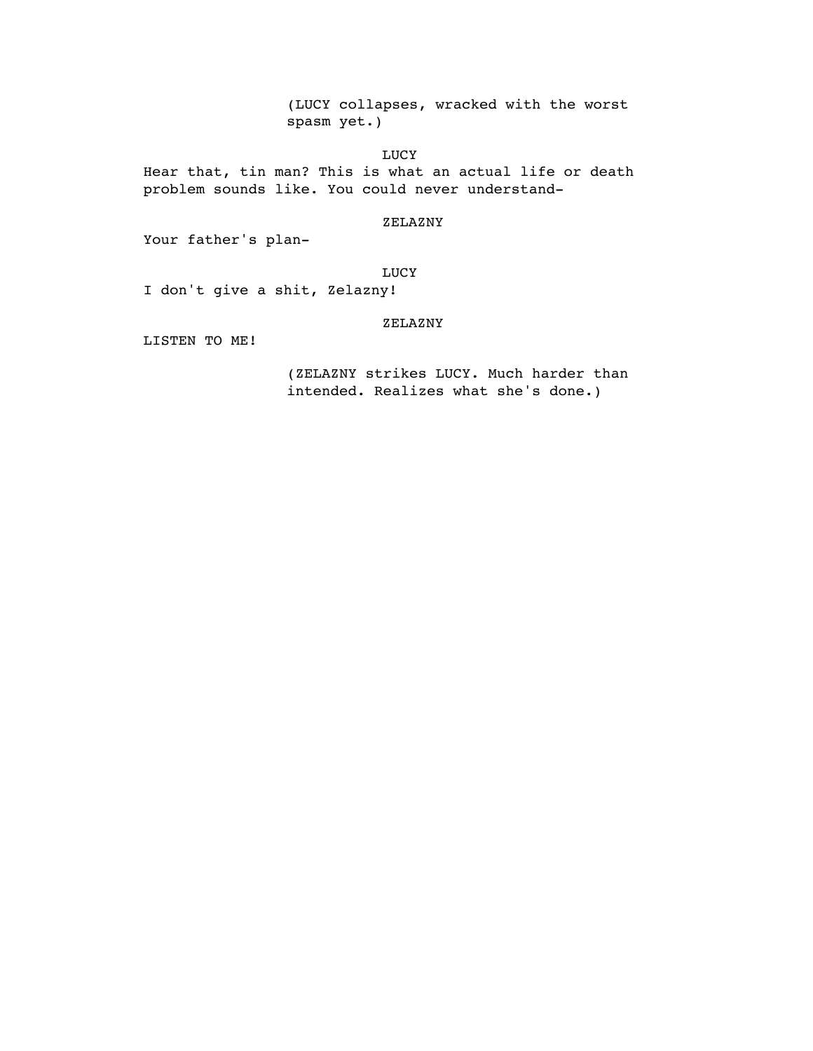(LUCY collapses, wracked with the worst spasm yet.)

LUCY

Hear that, tin man? This is what an actual life or death problem sounds like. You could never understand-

ZELAZNY

Your father's plan-

LUCY

I don't give a shit, Zelazny!

ZELAZNY

LISTEN TO ME!

(ZELAZNY strikes LUCY. Much harder than intended. Realizes what she's done.)